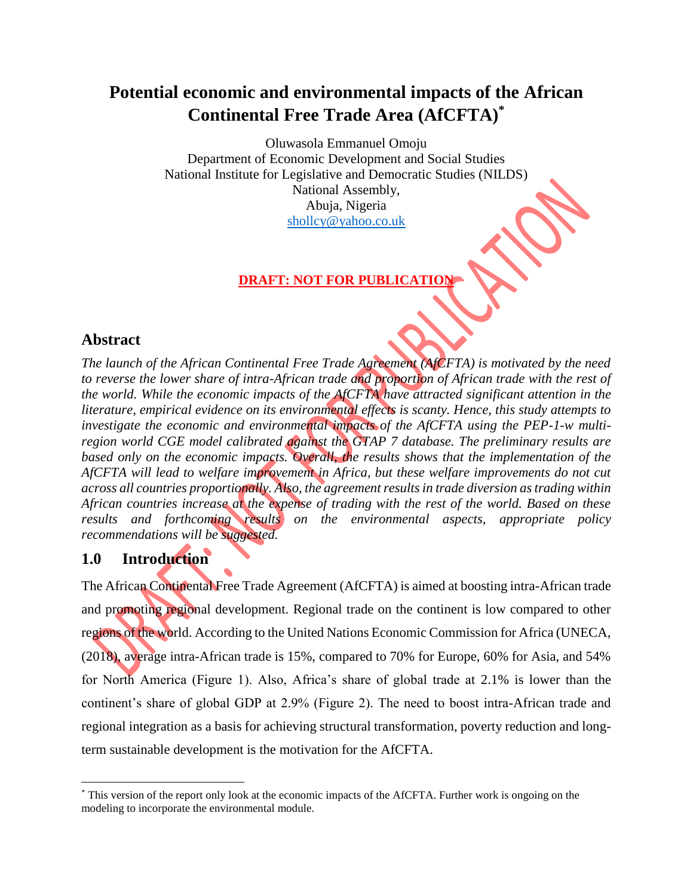# Potential economic and environmental impacts of the African Continental Free Trade Area (AfCFTA)[*]

Oluwasola Emmanuel Omoju
Department of Economic Development and Social Studies
National Institute for Legislative and Democratic Studies (NILDS)
National Assembly,
Abuja, Nigeria
shollcy@yahoo.co.uk

**DRAFT: NOT FOR PUBLICATION**

## Abstract

*The launch of the African Continental Free Trade Agreement (AfCFTA) is motivated by the need to reverse the lower share of intra-African trade and proportion of African trade with the rest of the world. While the economic impacts of the AfCFTA have attracted significant attention in the literature, empirical evidence on its environmental effects is scanty. Hence, this study attempts to investigate the economic and environmental impacts of the AfCFTA using the PEP-1-w multi-region world CGE model calibrated against the GTAP 7 database. The preliminary results are based only on the economic impacts. Overall, the results shows that the implementation of the AfCFTA will lead to welfare improvement in Africa, but these welfare improvements do not cut across all countries proportionally. Also, the agreement results in trade diversion as trading within African countries increase at the expense of trading with the rest of the world. Based on these results and forthcoming results on the environmental aspects, appropriate policy recommendations will be suggested.*

## 1.0 Introduction

The African Continental Free Trade Agreement (AfCFTA) is aimed at boosting intra-African trade and promoting regional development. Regional trade on the continent is low compared to other regions of the world. According to the United Nations Economic Commission for Africa (UNECA, (2018), average intra-African trade is 15%, compared to 70% for Europe, 60% for Asia, and 54% for North America (Figure 1). Also, Africa's share of global trade at 2.1% is lower than the continent's share of global GDP at 2.9% (Figure 2). The need to boost intra-African trade and regional integration as a basis for achieving structural transformation, poverty reduction and long-term sustainable development is the motivation for the AfCFTA.

[*] This version of the report only look at the economic impacts of the AfCFTA. Further work is ongoing on the modeling to incorporate the environmental module.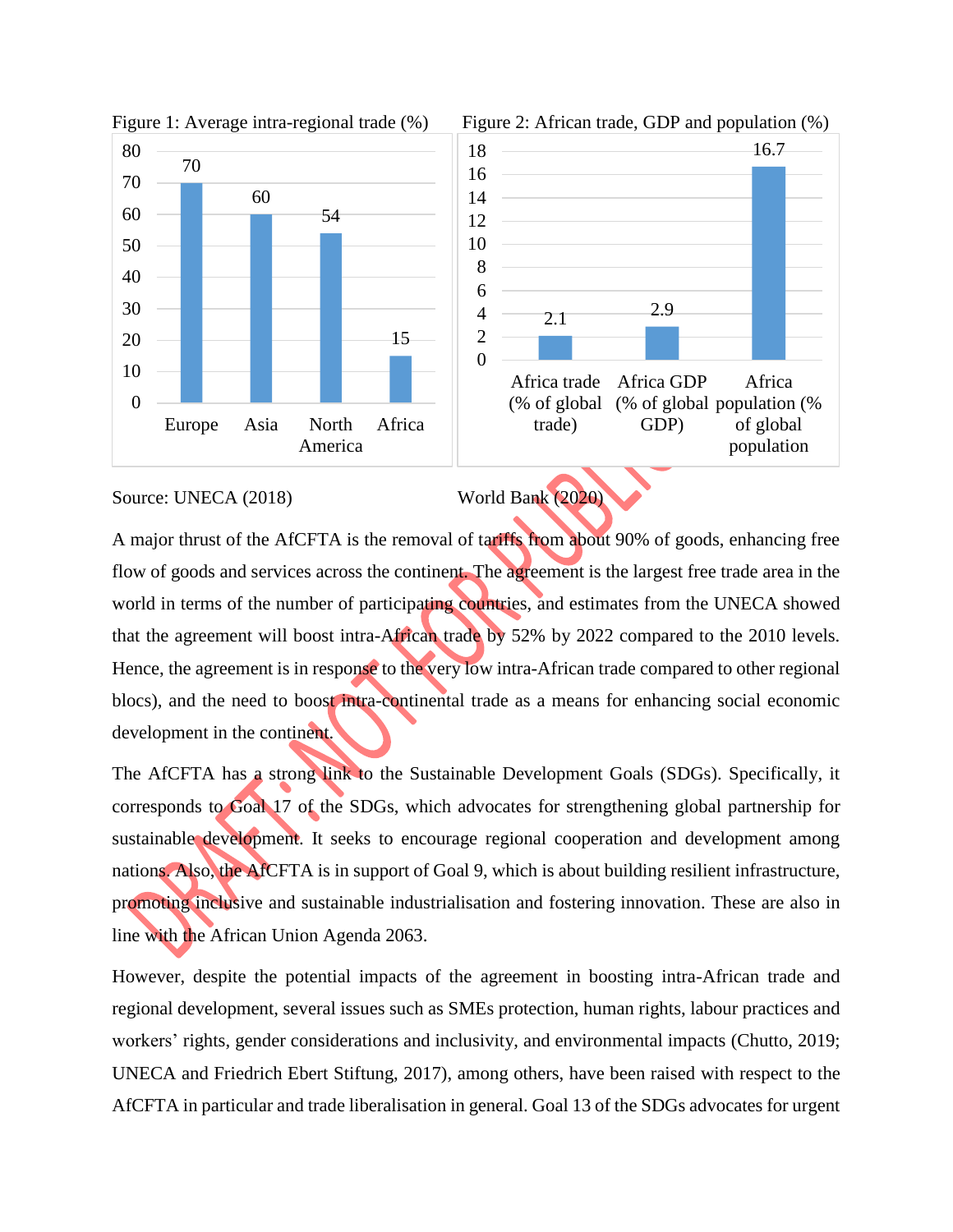Figure 1: Average intra-regional trade (%)

| Region | Intra-regional trade (%) |
|---|---|
| Europe | 70 |
| Asia | 60 |
| North America | 54 |
| Africa | 15 |

Source: UNECA (2018)

Figure 2: African trade, GDP and population (%)

| Indicator | % |
|---|---|
| Africa trade (% of global trade) | 2.1 |
| Africa GDP (% of global GDP) | 2.9 |
| Africa population (% of global population | 16.7 |

World Bank (2020)

A major thrust of the AfCFTA is the removal of tariffs from about 90% of goods, enhancing free flow of goods and services across the continent. The agreement is the largest free trade area in the world in terms of the number of participating countries, and estimates from the UNECA showed that the agreement will boost intra-African trade by 52% by 2022 compared to the 2010 levels. Hence, the agreement is in response to the very low intra-African trade compared to other regional blocs), and the need to boost intra-continental trade as a means for enhancing social economic development in the continent.

The AfCFTA has a strong link to the Sustainable Development Goals (SDGs). Specifically, it corresponds to Goal 17 of the SDGs, which advocates for strengthening global partnership for sustainable development. It seeks to encourage regional cooperation and development among nations. Also, the AfCFTA is in support of Goal 9, which is about building resilient infrastructure, promoting inclusive and sustainable industrialisation and fostering innovation. These are also in line with the African Union Agenda 2063.

However, despite the potential impacts of the agreement in boosting intra-African trade and regional development, several issues such as SMEs protection, human rights, labour practices and workers' rights, gender considerations and inclusivity, and environmental impacts (Chutto, 2019; UNECA and Friedrich Ebert Stiftung, 2017), among others, have been raised with respect to the AfCFTA in particular and trade liberalisation in general. Goal 13 of the SDGs advocates for urgent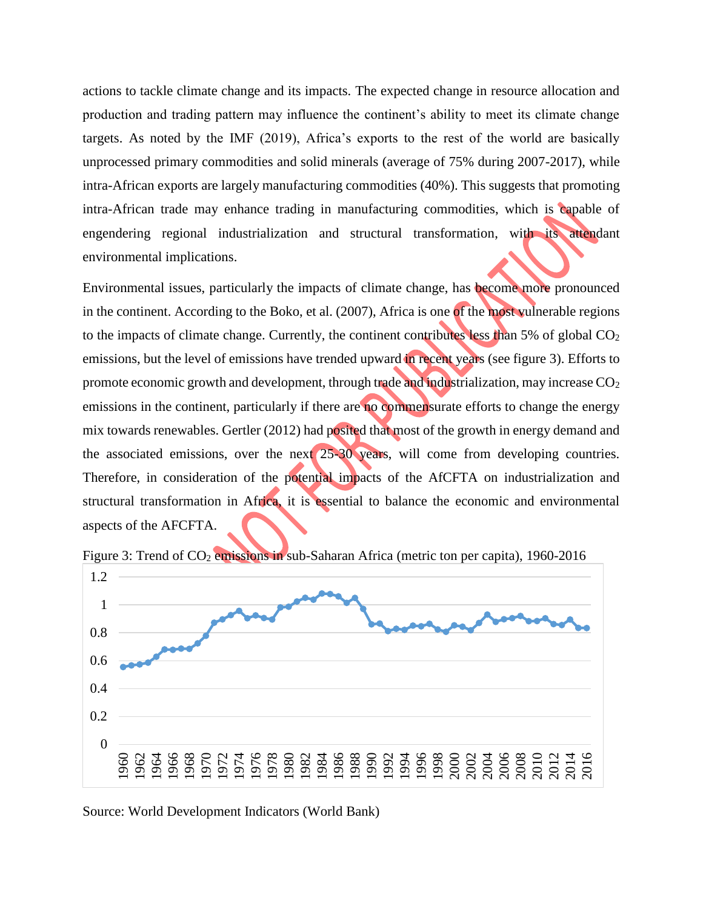actions to tackle climate change and its impacts. The expected change in resource allocation and production and trading pattern may influence the continent's ability to meet its climate change targets. As noted by the IMF (2019), Africa's exports to the rest of the world are basically unprocessed primary commodities and solid minerals (average of 75% during 2007-2017), while intra-African exports are largely manufacturing commodities (40%). This suggests that promoting intra-African trade may enhance trading in manufacturing commodities, which is capable of engendering regional industrialization and structural transformation, with its attendant environmental implications.

Environmental issues, particularly the impacts of climate change, has become more pronounced in the continent. According to the Boko, et al. (2007), Africa is one of the most vulnerable regions to the impacts of climate change. Currently, the continent contributes less than 5% of global $CO_2$ emissions, but the level of emissions have trended upward in recent years (see figure 3). Efforts to promote economic growth and development, through trade and industrialization, may increase $CO_2$ emissions in the continent, particularly if there are no commensurate efforts to change the energy mix towards renewables. Gertler (2012) had posited that most of the growth in energy demand and the associated emissions, over the next 25-30 years, will come from developing countries. Therefore, in consideration of the potential impacts of the AfCFTA on industrialization and structural transformation in Africa, it is essential to balance the economic and environmental aspects of the AFCFTA.

Figure 3: Trend of $CO_2$ emissions in sub-Saharan Africa (metric ton per capita), 1960-2016

Source: World Development Indicators (World Bank)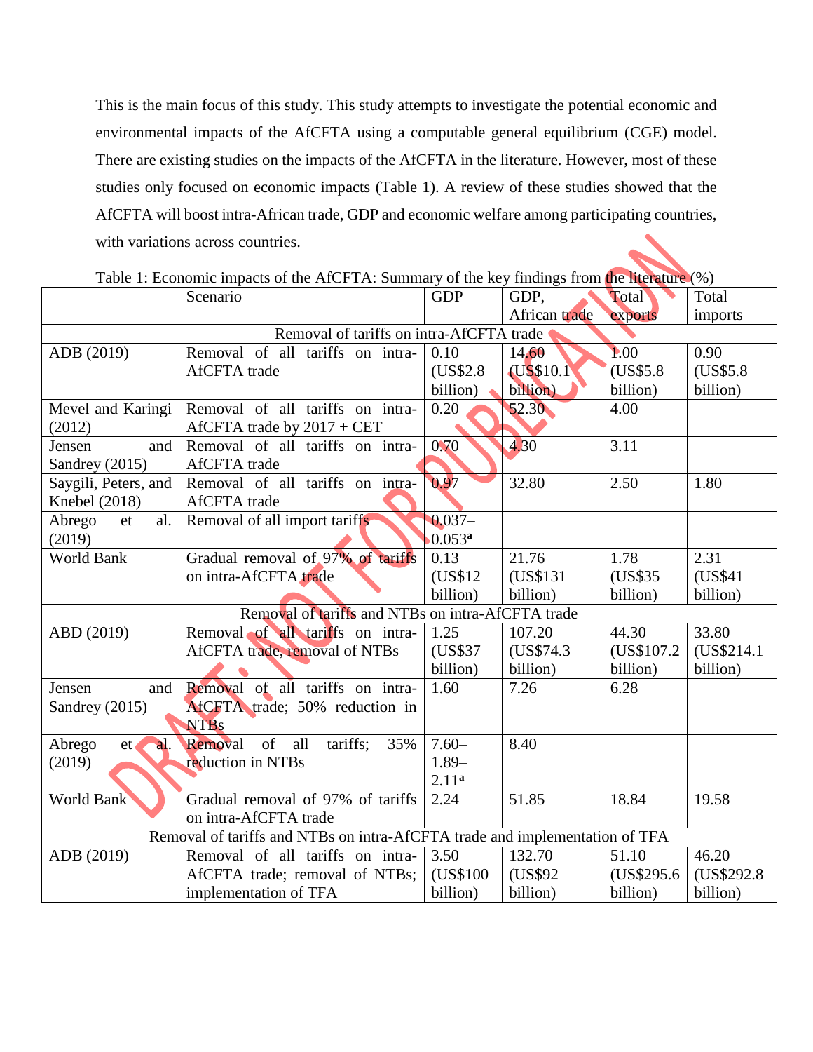This is the main focus of this study. This study attempts to investigate the potential economic and environmental impacts of the AfCFTA using a computable general equilibrium (CGE) model. There are existing studies on the impacts of the AfCFTA in the literature. However, most of these studies only focused on economic impacts (Table 1). A review of these studies showed that the AfCFTA will boost intra-African trade, GDP and economic welfare among participating countries, with variations across countries.

Table 1: Economic impacts of the AfCFTA: Summary of the key findings from the literature (%)

| | Scenario | GDP | GDP, African trade | Total exports | Total imports |
|---|---|---|---|---|---|
| **Removal of tariffs on intra-AfCFTA trade** | | | | | |
| ADB (2019) | Removal of all tariffs on intra-AfCFTA trade | 0.10 (US$2.8 billion) | 14.60 (US$10.1 billion) | 1.00 (US$5.8 billion) | 0.90 (US$5.8 billion) |
| Mevel and Karingi (2012) | Removal of all tariffs on intra-AfCFTA trade by 2017 + CET | 0.20 | 52.30 | 4.00 | |
| Jensen and Sandrey (2015) | Removal of all tariffs on intra-AfCFTA trade | 0.70 | 4.30 | 3.11 | |
| Saygili, Peters, and Knebel (2018) | Removal of all tariffs on intra-AfCFTA trade | 0.97 | 32.80 | 2.50 | 1.80 |
| Abrego et al. (2019) | Removal of all import tariffs | 0.037–0.053[a] | | | |
| World Bank | Gradual removal of 97% of tariffs on intra-AfCFTA trade | 0.13 (US$12 billion) | 21.76 (US$131 billion) | 1.78 (US$35 billion) | 2.31 (US$41 billion) |
| **Removal of tariffs and NTBs on intra-AfCFTA trade** | | | | | |
| ABD (2019) | Removal of all tariffs on intra-AfCFTA trade, removal of NTBs | 1.25 (US$37 billion) | 107.20 (US$74.3 billion) | 44.30 (US$107.2 billion) | 33.80 (US$214.1 billion) |
| Jensen and Sandrey (2015) | Removal of all tariffs on intra-AfCFTA trade; 50% reduction in NTBs | 1.60 | 7.26 | 6.28 | |
| Abrego et al. (2019) | Removal of all tariffs; 35% reduction in NTBs | 7.60–1.89–2.11[a] | 8.40 | | |
| World Bank | Gradual removal of 97% of tariffs on intra-AfCFTA trade | 2.24 | 51.85 | 18.84 | 19.58 |
| **Removal of tariffs and NTBs on intra-AfCFTA trade and implementation of TFA** | | | | | |
| ADB (2019) | Removal of all tariffs on intra-AfCFTA trade; removal of NTBs; implementation of TFA | 3.50 (US$100 billion) | 132.70 (US$92 billion) | 51.10 (US$295.6 billion) | 46.20 (US$292.8 billion) |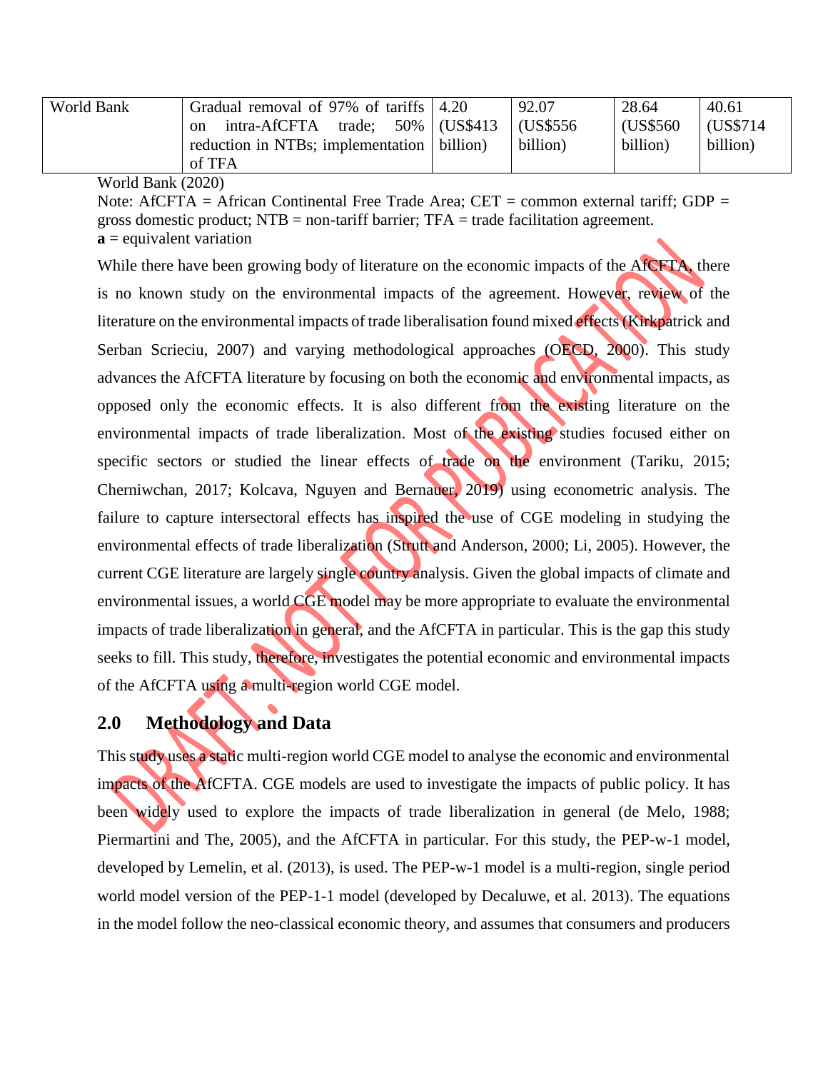| World Bank | Gradual removal of 97% of tariffs on intra-AfCFTA trade; 50% reduction in NTBs; implementation of TFA | 4.20 (US$413 billion) | 92.07 (US$556 billion) | 28.64 (US$560 billion) | 40.61 (US$714 billion) |
|---|---|---|---|---|---|

World Bank (2020)

Note: AfCFTA = African Continental Free Trade Area; CET = common external tariff; GDP = gross domestic product; NTB = non-tariff barrier; TFA = trade facilitation agreement.

**a** = equivalent variation

While there have been growing body of literature on the economic impacts of the AfCFTA, there is no known study on the environmental impacts of the agreement. However, review of the literature on the environmental impacts of trade liberalisation found mixed effects (Kirkpatrick and Serban Scrieciu, 2007) and varying methodological approaches (OECD, 2000). This study advances the AfCFTA literature by focusing on both the economic and environmental impacts, as opposed only the economic effects. It is also different from the existing literature on the environmental impacts of trade liberalization. Most of the existing studies focused either on specific sectors or studied the linear effects of trade on the environment (Tariku, 2015; Cherniwchan, 2017; Kolcava, Nguyen and Bernauer, 2019) using econometric analysis. The failure to capture intersectoral effects has inspired the use of CGE modeling in studying the environmental effects of trade liberalization (Strutt and Anderson, 2000; Li, 2005). However, the current CGE literature are largely single country analysis. Given the global impacts of climate and environmental issues, a world CGE model may be more appropriate to evaluate the environmental impacts of trade liberalization in general, and the AfCFTA in particular. This is the gap this study seeks to fill. This study, therefore, investigates the potential economic and environmental impacts of the AfCFTA using a multi-region world CGE model.

## 2.0 Methodology and Data

This study uses a static multi-region world CGE model to analyse the economic and environmental impacts of the AfCFTA. CGE models are used to investigate the impacts of public policy. It has been widely used to explore the impacts of trade liberalization in general (de Melo, 1988; Piermartini and The, 2005), and the AfCFTA in particular. For this study, the PEP-w-1 model, developed by Lemelin, et al. (2013), is used. The PEP-w-1 model is a multi-region, single period world model version of the PEP-1-1 model (developed by Decaluwe, et al. 2013). The equations in the model follow the neo-classical economic theory, and assumes that consumers and producers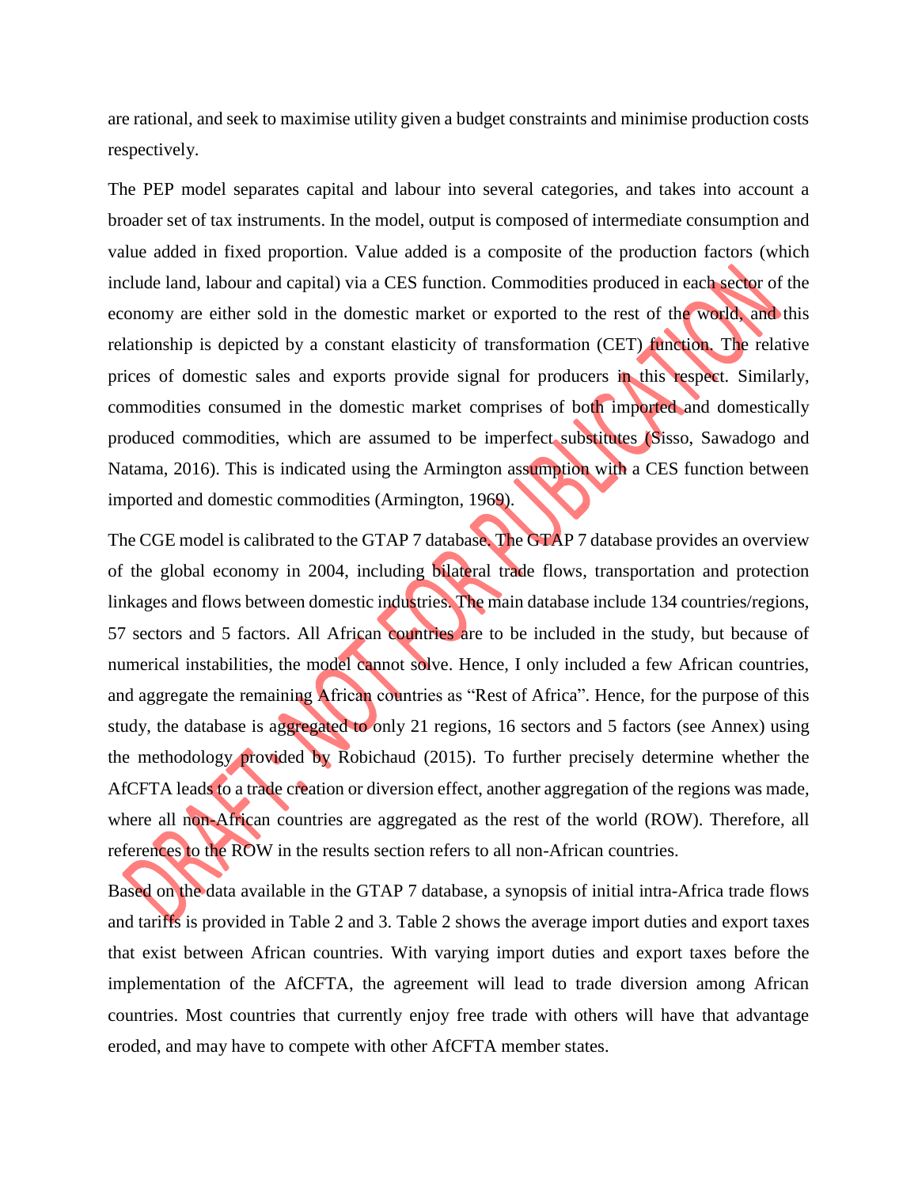are rational, and seek to maximise utility given a budget constraints and minimise production costs respectively.

The PEP model separates capital and labour into several categories, and takes into account a broader set of tax instruments. In the model, output is composed of intermediate consumption and value added in fixed proportion. Value added is a composite of the production factors (which include land, labour and capital) via a CES function. Commodities produced in each sector of the economy are either sold in the domestic market or exported to the rest of the world, and this relationship is depicted by a constant elasticity of transformation (CET) function. The relative prices of domestic sales and exports provide signal for producers in this respect. Similarly, commodities consumed in the domestic market comprises of both imported and domestically produced commodities, which are assumed to be imperfect substitutes (Sisso, Sawadogo and Natama, 2016). This is indicated using the Armington assumption with a CES function between imported and domestic commodities (Armington, 1969).

The CGE model is calibrated to the GTAP 7 database. The GTAP 7 database provides an overview of the global economy in 2004, including bilateral trade flows, transportation and protection linkages and flows between domestic industries. The main database include 134 countries/regions, 57 sectors and 5 factors. All African countries are to be included in the study, but because of numerical instabilities, the model cannot solve. Hence, I only included a few African countries, and aggregate the remaining African countries as "Rest of Africa". Hence, for the purpose of this study, the database is aggregated to only 21 regions, 16 sectors and 5 factors (see Annex) using the methodology provided by Robichaud (2015). To further precisely determine whether the AfCFTA leads to a trade creation or diversion effect, another aggregation of the regions was made, where all non-African countries are aggregated as the rest of the world (ROW). Therefore, all references to the ROW in the results section refers to all non-African countries.

Based on the data available in the GTAP 7 database, a synopsis of initial intra-Africa trade flows and tariffs is provided in Table 2 and 3. Table 2 shows the average import duties and export taxes that exist between African countries. With varying import duties and export taxes before the implementation of the AfCFTA, the agreement will lead to trade diversion among African countries. Most countries that currently enjoy free trade with others will have that advantage eroded, and may have to compete with other AfCFTA member states.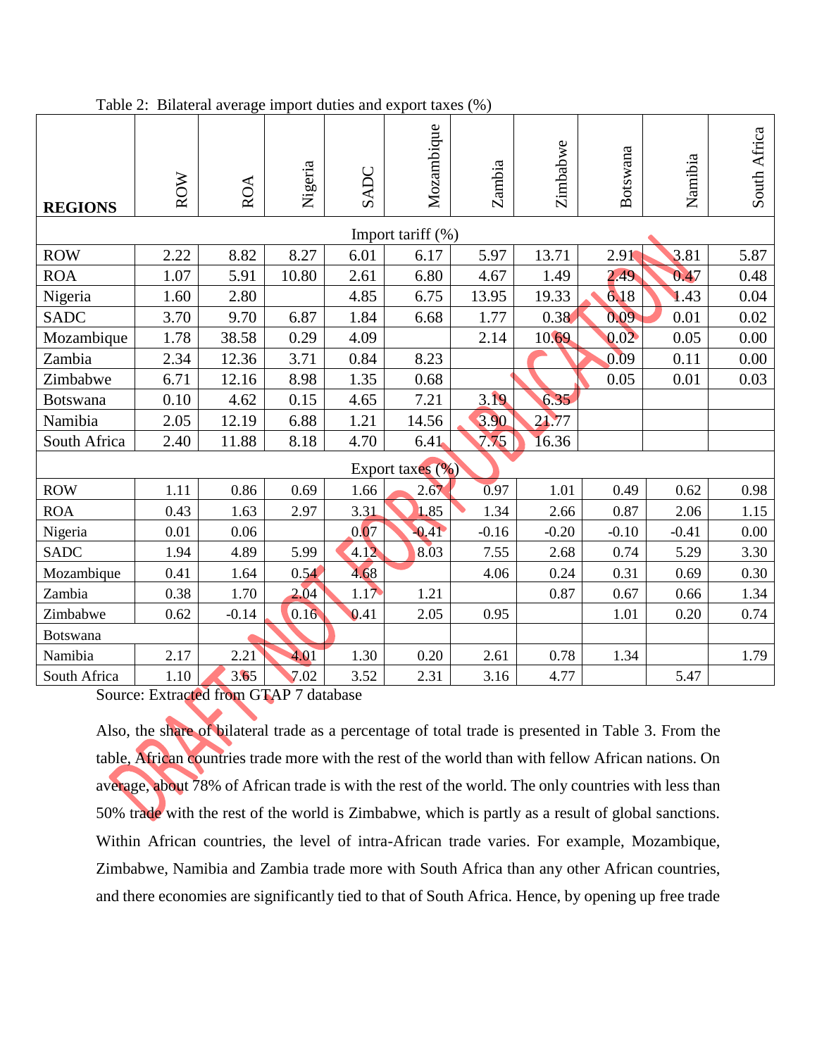Table 2: Bilateral average import duties and export taxes (%)

| REGIONS | ROW | ROA | Nigeria | SADC | Mozambique | Zambia | Zimbabwe | Botswana | Namibia | South Africa |
|---|---|---|---|---|---|---|---|---|---|---|
| **Import tariff (%)** | | | | | | | | | | |
| ROW | 2.22 | 8.82 | 8.27 | 6.01 | 6.17 | 5.97 | 13.71 | 2.91 | 3.81 | 5.87 |
| ROA | 1.07 | 5.91 | 10.80 | 2.61 | 6.80 | 4.67 | 1.49 | 2.49 | 0.47 | 0.48 |
| Nigeria | 1.60 | 2.80 | | 4.85 | 6.75 | 13.95 | 19.33 | 6.18 | 1.43 | 0.04 |
| SADC | 3.70 | 9.70 | 6.87 | 1.84 | 6.68 | 1.77 | 0.38 | 0.09 | 0.01 | 0.02 |
| Mozambique | 1.78 | 38.58 | 0.29 | 4.09 | | 2.14 | 10.69 | 0.02 | 0.05 | 0.00 |
| Zambia | 2.34 | 12.36 | 3.71 | 0.84 | 8.23 | | | 0.09 | 0.11 | 0.00 |
| Zimbabwe | 6.71 | 12.16 | 8.98 | 1.35 | 0.68 | | | 0.05 | 0.01 | 0.03 |
| Botswana | 0.10 | 4.62 | 0.15 | 4.65 | 7.21 | 3.19 | 6.35 | | | |
| Namibia | 2.05 | 12.19 | 6.88 | 1.21 | 14.56 | 3.90 | 21.77 | | | |
| South Africa | 2.40 | 11.88 | 8.18 | 4.70 | 6.41 | 7.75 | 16.36 | | | |
| **Export taxes (%)** | | | | | | | | | | |
| ROW | 1.11 | 0.86 | 0.69 | 1.66 | 2.67 | 0.97 | 1.01 | 0.49 | 0.62 | 0.98 |
| ROA | 0.43 | 1.63 | 2.97 | 3.31 | 1.85 | 1.34 | 2.66 | 0.87 | 2.06 | 1.15 |
| Nigeria | 0.01 | 0.06 | | 0.07 | -0.41 | -0.16 | -0.20 | -0.10 | -0.41 | 0.00 |
| SADC | 1.94 | 4.89 | 5.99 | 4.12 | 8.03 | 7.55 | 2.68 | 0.74 | 5.29 | 3.30 |
| Mozambique | 0.41 | 1.64 | 0.54 | 4.68 | | 4.06 | 0.24 | 0.31 | 0.69 | 0.30 |
| Zambia | 0.38 | 1.70 | 2.04 | 1.17 | 1.21 | | 0.87 | 0.67 | 0.66 | 1.34 |
| Zimbabwe | 0.62 | -0.14 | 0.16 | 0.41 | 2.05 | 0.95 | | 1.01 | 0.20 | 0.74 |
| Botswana | | | | | | | | | | |
| Namibia | 2.17 | 2.21 | 4.01 | 1.30 | 0.20 | 2.61 | 0.78 | 1.34 | | 1.79 |
| South Africa | 1.10 | 3.65 | 7.02 | 3.52 | 2.31 | 3.16 | 4.77 | | 5.47 | |

Source: Extracted from GTAP 7 database

Also, the share of bilateral trade as a percentage of total trade is presented in Table 3. From the table, African countries trade more with the rest of the world than with fellow African nations. On average, about 78% of African trade is with the rest of the world. The only countries with less than 50% trade with the rest of the world is Zimbabwe, which is partly as a result of global sanctions. Within African countries, the level of intra-African trade varies. For example, Mozambique, Zimbabwe, Namibia and Zambia trade more with South Africa than any other African countries, and there economies are significantly tied to that of South Africa. Hence, by opening up free trade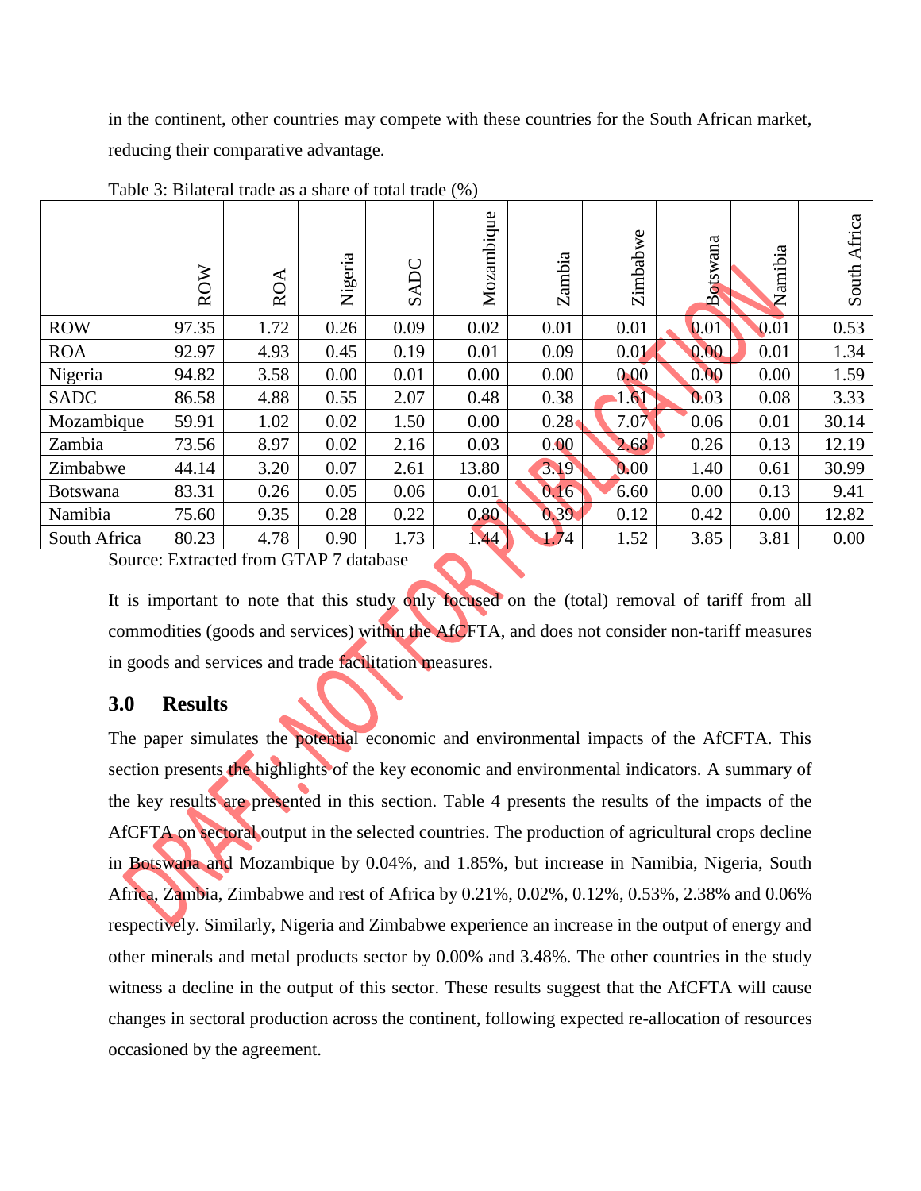in the continent, other countries may compete with these countries for the South African market, reducing their comparative advantage.

Table 3: Bilateral trade as a share of total trade (%)

| | ROW | ROA | Nigeria | SADC | Mozambique | Zambia | Zimbabwe | Botswana | Namibia | South Africa |
|---|---|---|---|---|---|---|---|---|---|---|
| ROW | 97.35 | 1.72 | 0.26 | 0.09 | 0.02 | 0.01 | 0.01 | 0.01 | 0.01 | 0.53 |
| ROA | 92.97 | 4.93 | 0.45 | 0.19 | 0.01 | 0.09 | 0.01 | 0.00 | 0.01 | 1.34 |
| Nigeria | 94.82 | 3.58 | 0.00 | 0.01 | 0.00 | 0.00 | 0.00 | 0.00 | 0.00 | 1.59 |
| SADC | 86.58 | 4.88 | 0.55 | 2.07 | 0.48 | 0.38 | 1.61 | 0.03 | 0.08 | 3.33 |
| Mozambique | 59.91 | 1.02 | 0.02 | 1.50 | 0.00 | 0.28 | 7.07 | 0.06 | 0.01 | 30.14 |
| Zambia | 73.56 | 8.97 | 0.02 | 2.16 | 0.03 | 0.00 | 2.68 | 0.26 | 0.13 | 12.19 |
| Zimbabwe | 44.14 | 3.20 | 0.07 | 2.61 | 13.80 | 3.19 | 0.00 | 1.40 | 0.61 | 30.99 |
| Botswana | 83.31 | 0.26 | 0.05 | 0.06 | 0.01 | 0.16 | 6.60 | 0.00 | 0.13 | 9.41 |
| Namibia | 75.60 | 9.35 | 0.28 | 0.22 | 0.80 | 0.39 | 0.12 | 0.42 | 0.00 | 12.82 |
| South Africa | 80.23 | 4.78 | 0.90 | 1.73 | 1.44 | 1.74 | 1.52 | 3.85 | 3.81 | 0.00 |

Source: Extracted from GTAP 7 database

It is important to note that this study only focused on the (total) removal of tariff from all commodities (goods and services) within the AfCFTA, and does not consider non-tariff measures in goods and services and trade facilitation measures.

## 3.0 Results

The paper simulates the potential economic and environmental impacts of the AfCFTA. This section presents the highlights of the key economic and environmental indicators. A summary of the key results are presented in this section. Table 4 presents the results of the impacts of the AfCFTA on sectoral output in the selected countries. The production of agricultural crops decline in Botswana and Mozambique by 0.04%, and 1.85%, but increase in Namibia, Nigeria, South Africa, Zambia, Zimbabwe and rest of Africa by 0.21%, 0.02%, 0.12%, 0.53%, 2.38% and 0.06% respectively. Similarly, Nigeria and Zimbabwe experience an increase in the output of energy and other minerals and metal products sector by 0.00% and 3.48%. The other countries in the study witness a decline in the output of this sector. These results suggest that the AfCFTA will cause changes in sectoral production across the continent, following expected re-allocation of resources occasioned by the agreement.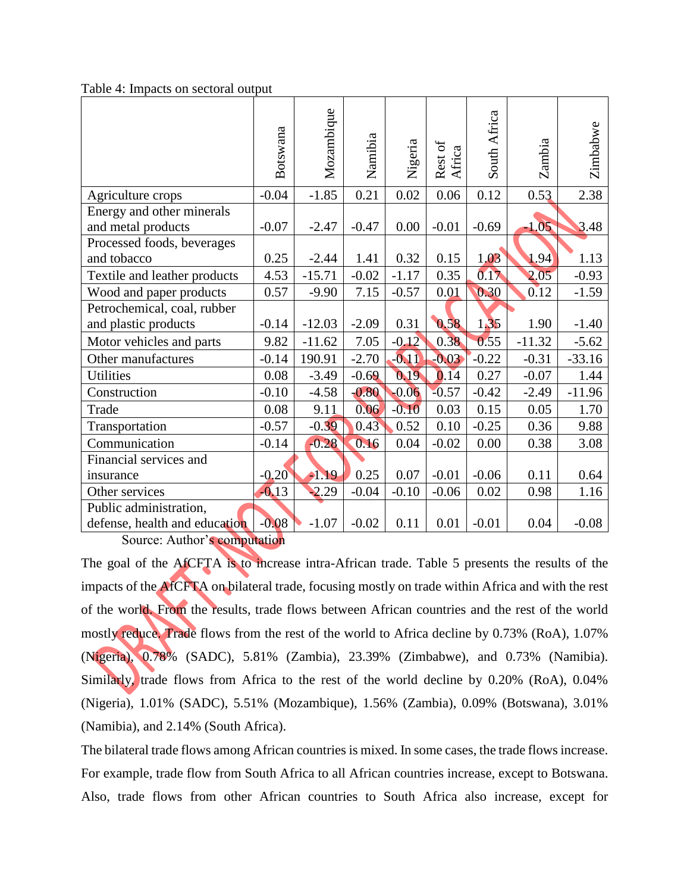Table 4: Impacts on sectoral output

| | Botswana | Mozambique | Namibia | Nigeria | Rest of Africa | South Africa | Zambia | Zimbabwe |
|---|---|---|---|---|---|---|---|---|
| Agriculture crops | -0.04 | -1.85 | 0.21 | 0.02 | 0.06 | 0.12 | 0.53 | 2.38 |
| Energy and other minerals and metal products | -0.07 | -2.47 | -0.47 | 0.00 | -0.01 | -0.69 | -1.05 | 3.48 |
| Processed foods, beverages and tobacco | 0.25 | -2.44 | 1.41 | 0.32 | 0.15 | 1.03 | 1.94 | 1.13 |
| Textile and leather products | 4.53 | -15.71 | -0.02 | -1.17 | 0.35 | 0.17 | 2.05 | -0.93 |
| Wood and paper products | 0.57 | -9.90 | 7.15 | -0.57 | 0.01 | 0.30 | 0.12 | -1.59 |
| Petrochemical, coal, rubber and plastic products | -0.14 | -12.03 | -2.09 | 0.31 | 0.58 | 1.35 | 1.90 | -1.40 |
| Motor vehicles and parts | 9.82 | -11.62 | 7.05 | -0.12 | 0.38 | 0.55 | -11.32 | -5.62 |
| Other manufactures | -0.14 | 190.91 | -2.70 | -0.11 | -0.03 | -0.22 | -0.31 | -33.16 |
| Utilities | 0.08 | -3.49 | -0.69 | 0.19 | 0.14 | 0.27 | -0.07 | 1.44 |
| Construction | -0.10 | -4.58 | -0.80 | -0.06 | -0.57 | -0.42 | -2.49 | -11.96 |
| Trade | 0.08 | 9.11 | 0.06 | -0.10 | 0.03 | 0.15 | 0.05 | 1.70 |
| Transportation | -0.57 | -0.39 | 0.43 | 0.52 | 0.10 | -0.25 | 0.36 | 9.88 |
| Communication | -0.14 | -0.28 | 0.16 | 0.04 | -0.02 | 0.00 | 0.38 | 3.08 |
| Financial services and insurance | -0.20 | -1.19 | 0.25 | 0.07 | -0.01 | -0.06 | 0.11 | 0.64 |
| Other services | -0.13 | -2.29 | -0.04 | -0.10 | -0.06 | 0.02 | 0.98 | 1.16 |
| Public administration, defense, health and education | -0.08 | -1.07 | -0.02 | 0.11 | 0.01 | -0.01 | 0.04 | -0.08 |

Source: Author's computation

The goal of the AfCFTA is to increase intra-African trade. Table 5 presents the results of the impacts of the AfCFTA on bilateral trade, focusing mostly on trade within Africa and with the rest of the world. From the results, trade flows between African countries and the rest of the world mostly reduce. Trade flows from the rest of the world to Africa decline by 0.73% (RoA), 1.07% (Nigeria), 0.78% (SADC), 5.81% (Zambia), 23.39% (Zimbabwe), and 0.73% (Namibia). Similarly, trade flows from Africa to the rest of the world decline by 0.20% (RoA), 0.04% (Nigeria), 1.01% (SADC), 5.51% (Mozambique), 1.56% (Zambia), 0.09% (Botswana), 3.01% (Namibia), and 2.14% (South Africa).

The bilateral trade flows among African countries is mixed. In some cases, the trade flows increase. For example, trade flow from South Africa to all African countries increase, except to Botswana. Also, trade flows from other African countries to South Africa also increase, except for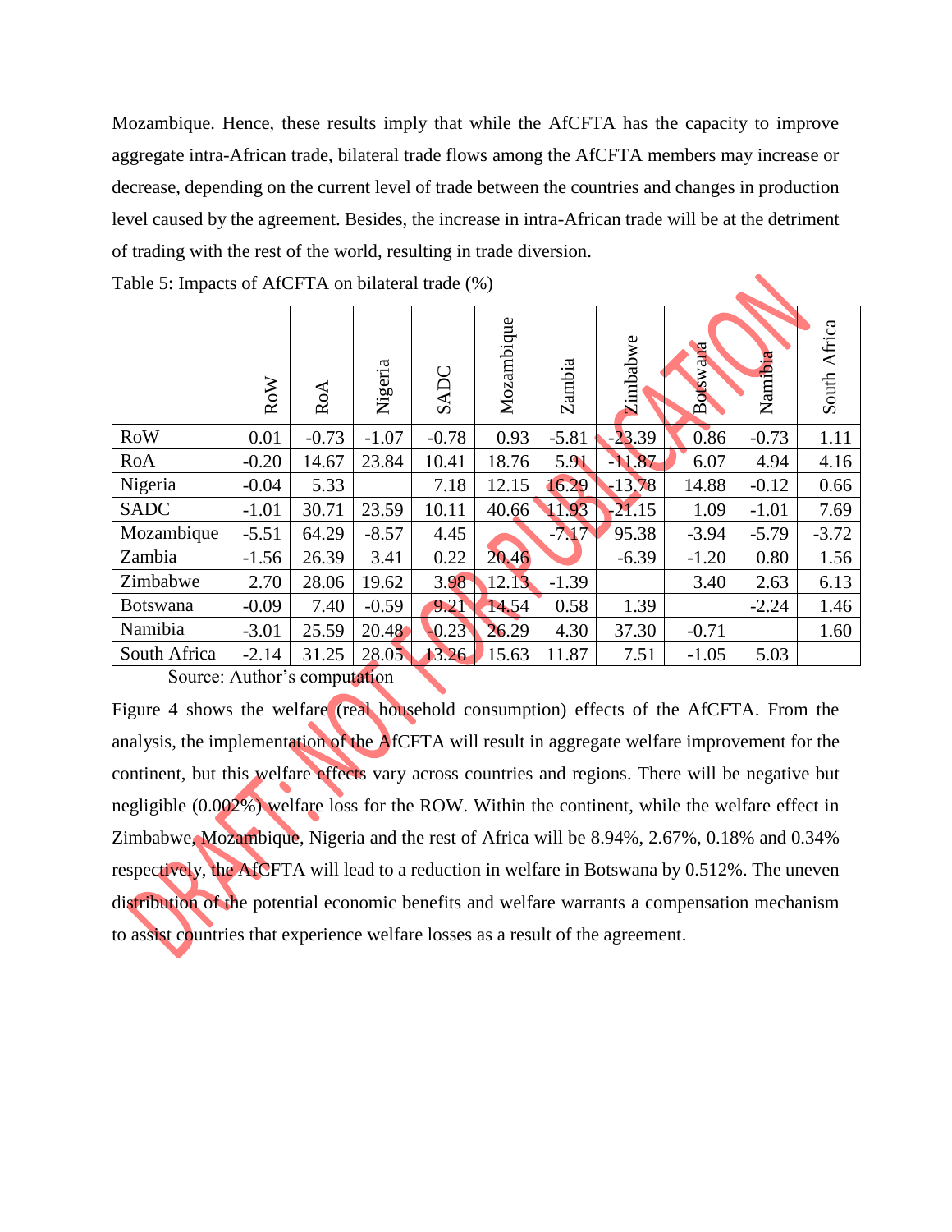Mozambique. Hence, these results imply that while the AfCFTA has the capacity to improve aggregate intra-African trade, bilateral trade flows among the AfCFTA members may increase or decrease, depending on the current level of trade between the countries and changes in production level caused by the agreement. Besides, the increase in intra-African trade will be at the detriment of trading with the rest of the world, resulting in trade diversion.

Table 5: Impacts of AfCFTA on bilateral trade (%)

| | RoW | RoA | Nigeria | SADC | Mozambique | Zambia | Zimbabwe | Botswana | Namibia | South Africa |
|---|---|---|---|---|---|---|---|---|---|---|
| RoW | 0.01 | -0.73 | -1.07 | -0.78 | 0.93 | -5.81 | -23.39 | 0.86 | -0.73 | 1.11 |
| RoA | -0.20 | 14.67 | 23.84 | 10.41 | 18.76 | 5.91 | -11.87 | 6.07 | 4.94 | 4.16 |
| Nigeria | -0.04 | 5.33 | | 7.18 | 12.15 | 16.29 | -13.78 | 14.88 | -0.12 | 0.66 |
| SADC | -1.01 | 30.71 | 23.59 | 10.11 | 40.66 | 11.93 | -21.15 | 1.09 | -1.01 | 7.69 |
| Mozambique | -5.51 | 64.29 | -8.57 | 4.45 | | -7.17 | 95.38 | -3.94 | -5.79 | -3.72 |
| Zambia | -1.56 | 26.39 | 3.41 | 0.22 | 20.46 | | -6.39 | -1.20 | 0.80 | 1.56 |
| Zimbabwe | 2.70 | 28.06 | 19.62 | 3.98 | 12.13 | -1.39 | | 3.40 | 2.63 | 6.13 |
| Botswana | -0.09 | 7.40 | -0.59 | 9.21 | 14.54 | 0.58 | 1.39 | | -2.24 | 1.46 |
| Namibia | -3.01 | 25.59 | 20.48 | -0.23 | 26.29 | 4.30 | 37.30 | -0.71 | | 1.60 |
| South Africa | -2.14 | 31.25 | 28.05 | 13.26 | 15.63 | 11.87 | 7.51 | -1.05 | 5.03 | |

Source: Author's computation

Figure 4 shows the welfare (real household consumption) effects of the AfCFTA. From the analysis, the implementation of the AfCFTA will result in aggregate welfare improvement for the continent, but this welfare effects vary across countries and regions. There will be negative but negligible (0.002%) welfare loss for the ROW. Within the continent, while the welfare effect in Zimbabwe, Mozambique, Nigeria and the rest of Africa will be 8.94%, 2.67%, 0.18% and 0.34% respectively, the AfCFTA will lead to a reduction in welfare in Botswana by 0.512%. The uneven distribution of the potential economic benefits and welfare warrants a compensation mechanism to assist countries that experience welfare losses as a result of the agreement.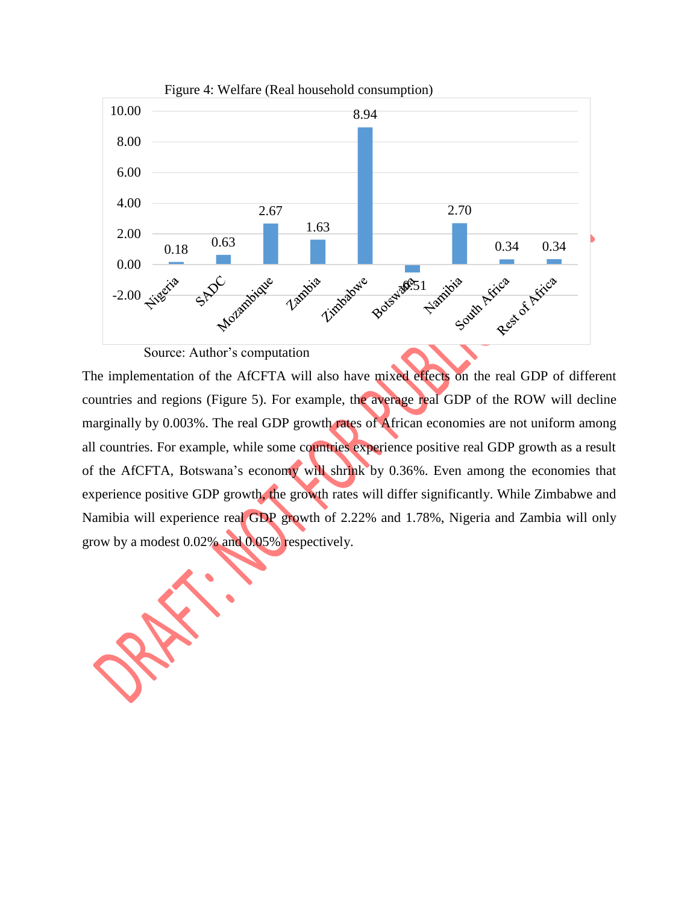Figure 4: Welfare (Real household consumption)

| Country/Region | Value |
|---|---|
| Nigeria | 0.18 |
| SADC | 0.63 |
| Mozambique | 2.67 |
| Zambia | 1.63 |
| Zimbabwe | 8.94 |
| Botswana | -0.51 |
| Namibia | 2.70 |
| South Africa | 0.34 |
| Rest of Africa | 0.34 |

Source: Author's computation

The implementation of the AfCFTA will also have mixed effects on the real GDP of different countries and regions (Figure 5). For example, the average real GDP of the ROW will decline marginally by 0.003%. The real GDP growth rates of African economies are not uniform among all countries. For example, while some countries experience positive real GDP growth as a result of the AfCFTA, Botswana's economy will shrink by 0.36%. Even among the economies that experience positive GDP growth, the growth rates will differ significantly. While Zimbabwe and Namibia will experience real GDP growth of 2.22% and 1.78%, Nigeria and Zambia will only grow by a modest 0.02% and 0.05% respectively.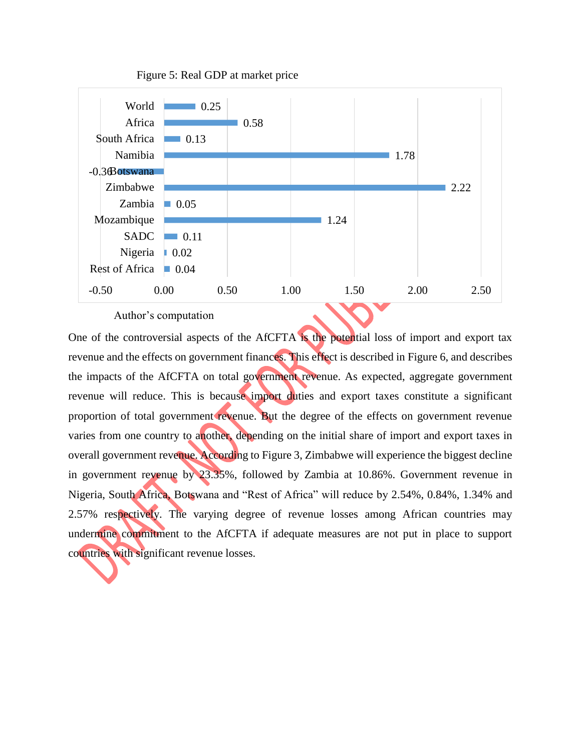Figure 5: Real GDP at market price

| Region | Value |
|---|---|
| World | 0.25 |
| Africa | 0.58 |
| South Africa | 0.13 |
| Namibia | 1.78 |
| Botswana | -0.36 |
| Zimbabwe | 2.22 |
| Zambia | 0.05 |
| Mozambique | 1.24 |
| SADC | 0.11 |
| Nigeria | 0.02 |
| Rest of Africa | 0.04 |

Author's computation

One of the controversial aspects of the AfCFTA is the potential loss of import and export tax revenue and the effects on government finances. This effect is described in Figure 6, and describes the impacts of the AfCFTA on total government revenue. As expected, aggregate government revenue will reduce. This is because import duties and export taxes constitute a significant proportion of total government revenue. But the degree of the effects on government revenue varies from one country to another, depending on the initial share of import and export taxes in overall government revenue. According to Figure 3, Zimbabwe will experience the biggest decline in government revenue by 23.35%, followed by Zambia at 10.86%. Government revenue in Nigeria, South Africa, Botswana and "Rest of Africa" will reduce by 2.54%, 0.84%, 1.34% and 2.57% respectively. The varying degree of revenue losses among African countries may undermine commitment to the AfCFTA if adequate measures are not put in place to support countries with significant revenue losses.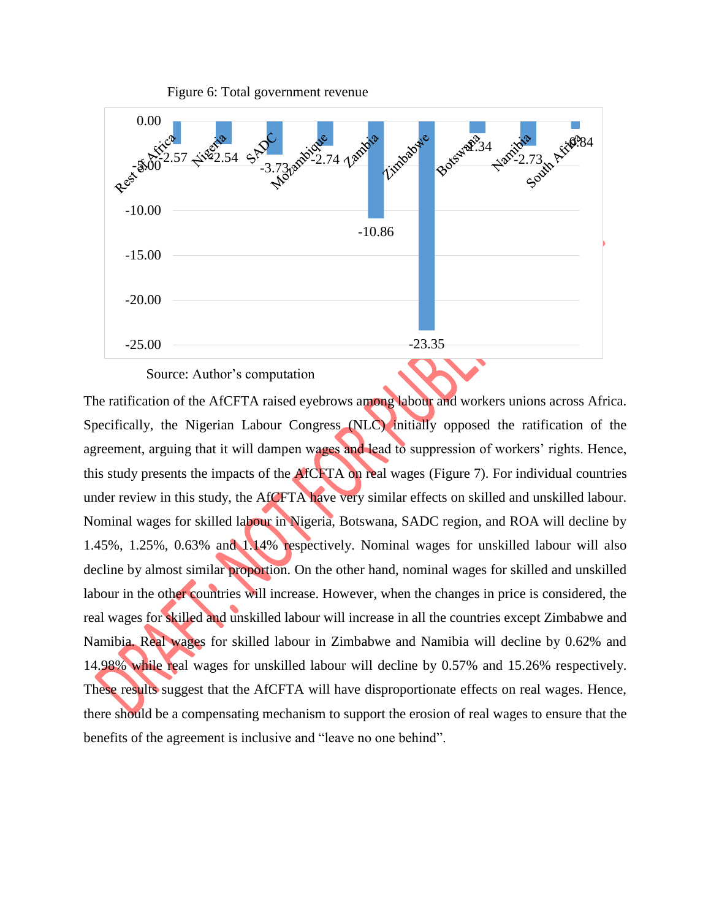Figure 6: Total government revenue

| Region | Value |
|---|---|
| Rest of Africa | -2.57 |
| Nigeria | -2.54 |
| SADC | -3.73 |
| Mozambique | -2.74 |
| Zambia | -10.86 |
| Zimbabwe | -23.35 |
| Botswana | -1.34 |
| Namibia | -2.73 |
| South Africa | -0.84 |

Source: Author's computation

The ratification of the AfCFTA raised eyebrows among labour and workers unions across Africa. Specifically, the Nigerian Labour Congress (NLC) initially opposed the ratification of the agreement, arguing that it will dampen wages and lead to suppression of workers' rights. Hence, this study presents the impacts of the AfCFTA on real wages (Figure 7). For individual countries under review in this study, the AfCFTA have very similar effects on skilled and unskilled labour. Nominal wages for skilled labour in Nigeria, Botswana, SADC region, and ROA will decline by 1.45%, 1.25%, 0.63% and 1.14% respectively. Nominal wages for unskilled labour will also decline by almost similar proportion. On the other hand, nominal wages for skilled and unskilled labour in the other countries will increase. However, when the changes in price is considered, the real wages for skilled and unskilled labour will increase in all the countries except Zimbabwe and Namibia. Real wages for skilled labour in Zimbabwe and Namibia will decline by 0.62% and 14.98% while real wages for unskilled labour will decline by 0.57% and 15.26% respectively. These results suggest that the AfCFTA will have disproportionate effects on real wages. Hence, there should be a compensating mechanism to support the erosion of real wages to ensure that the benefits of the agreement is inclusive and "leave no one behind".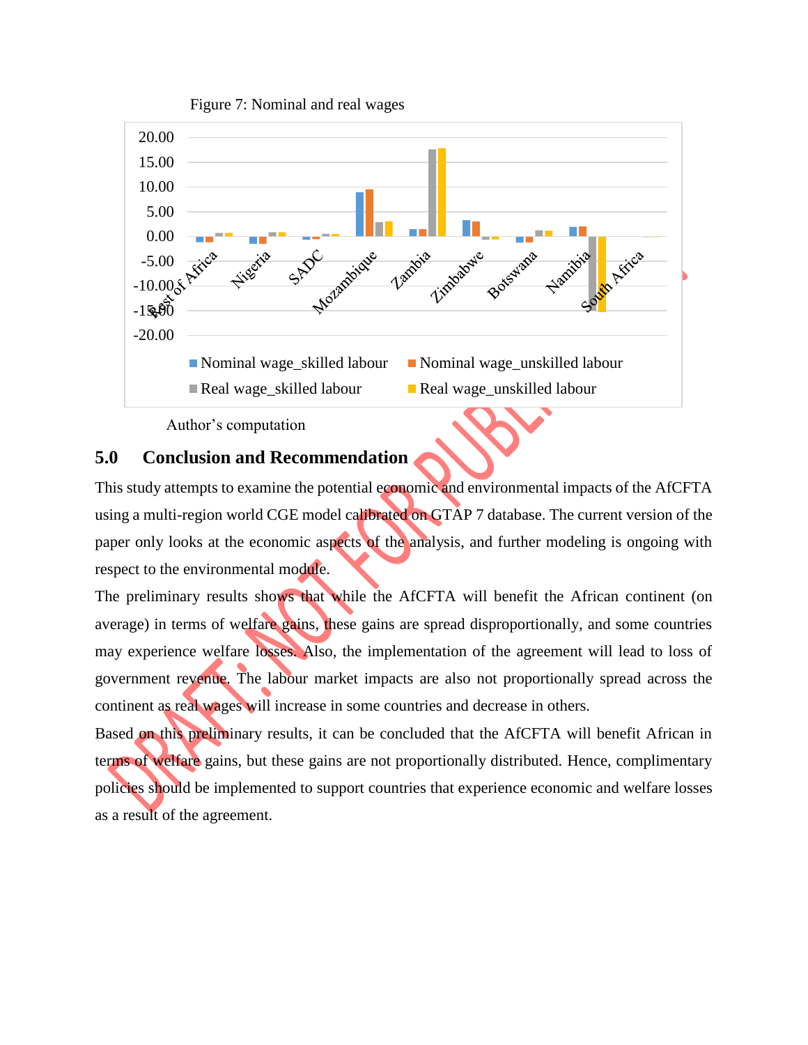Figure 7: Nominal and real wages

Author's computation

## 5.0 Conclusion and Recommendation

This study attempts to examine the potential economic and environmental impacts of the AfCFTA using a multi-region world CGE model calibrated on GTAP 7 database. The current version of the paper only looks at the economic aspects of the analysis, and further modeling is ongoing with respect to the environmental module.

The preliminary results shows that while the AfCFTA will benefit the African continent (on average) in terms of welfare gains, these gains are spread disproportionally, and some countries may experience welfare losses. Also, the implementation of the agreement will lead to loss of government revenue. The labour market impacts are also not proportionally spread across the continent as real wages will increase in some countries and decrease in others.

Based on this preliminary results, it can be concluded that the AfCFTA will benefit African in terms of welfare gains, but these gains are not proportionally distributed. Hence, complimentary policies should be implemented to support countries that experience economic and welfare losses as a result of the agreement.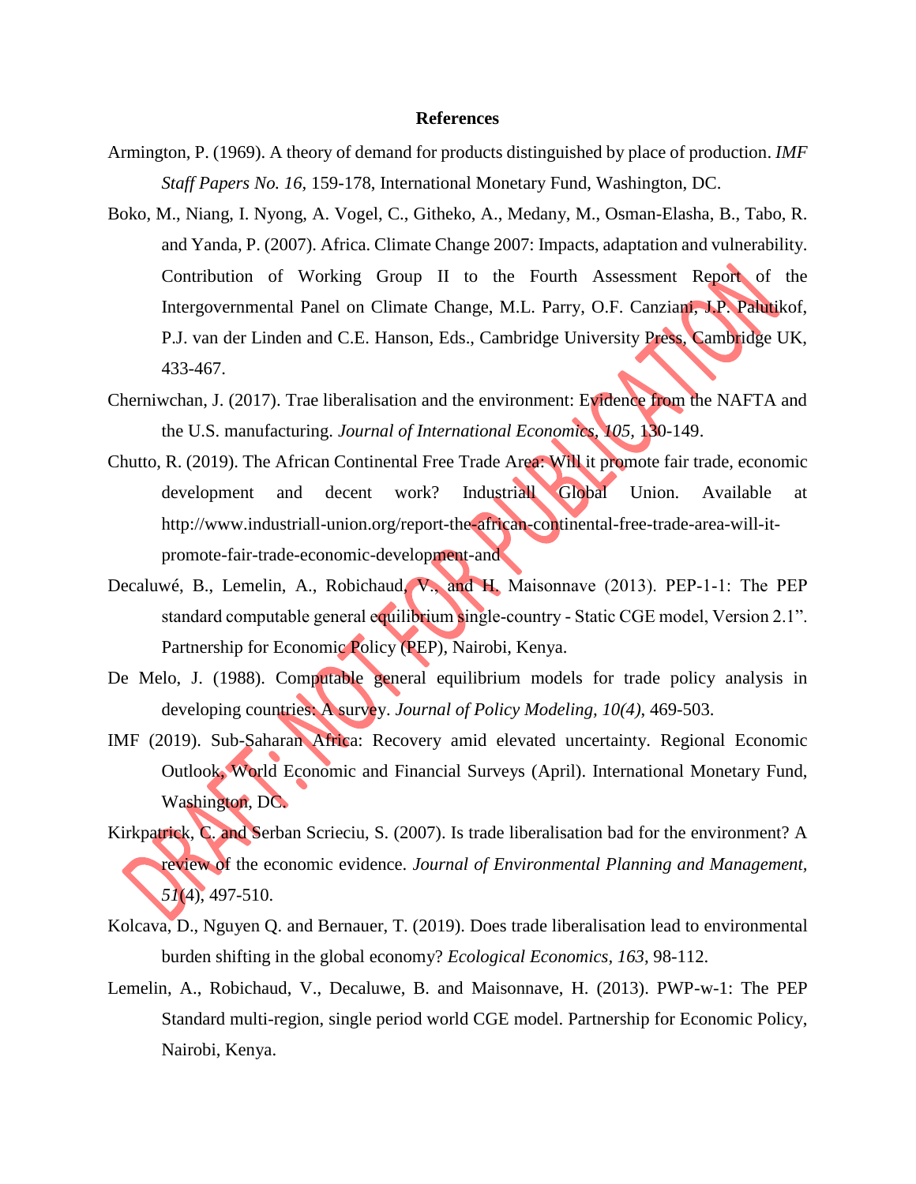## References

Armington, P. (1969). A theory of demand for products distinguished by place of production. *IMF Staff Papers No. 16,* 159-178, International Monetary Fund, Washington, DC.

Boko, M., Niang, I. Nyong, A. Vogel, C., Githeko, A., Medany, M., Osman-Elasha, B., Tabo, R. and Yanda, P. (2007). Africa. Climate Change 2007: Impacts, adaptation and vulnerability. Contribution of Working Group II to the Fourth Assessment Report of the Intergovernmental Panel on Climate Change, M.L. Parry, O.F. Canziani, J.P. Palutikof, P.J. van der Linden and C.E. Hanson, Eds., Cambridge University Press, Cambridge UK, 433-467.

Cherniwchan, J. (2017). Trae liberalisation and the environment: Evidence from the NAFTA and the U.S. manufacturing. *Journal of International Economics, 105,* 130-149.

Chutto, R. (2019). The African Continental Free Trade Area: Will it promote fair trade, economic development and decent work? Industriall Global Union. Available at http://www.industriall-union.org/report-the-african-continental-free-trade-area-will-it-promote-fair-trade-economic-development-and

Decaluwé, B., Lemelin, A., Robichaud, V., and H. Maisonnave (2013). PEP-1-1: The PEP standard computable general equilibrium single-country - Static CGE model, Version 2.1". Partnership for Economic Policy (PEP), Nairobi, Kenya.

De Melo, J. (1988). Computable general equilibrium models for trade policy analysis in developing countries: A survey. *Journal of Policy Modeling, 10(4)*, 469-503.

IMF (2019). Sub-Saharan Africa: Recovery amid elevated uncertainty. Regional Economic Outlook, World Economic and Financial Surveys (April). International Monetary Fund, Washington, DC.

Kirkpatrick, C. and Serban Scrieciu, S. (2007). Is trade liberalisation bad for the environment? A review of the economic evidence. *Journal of Environmental Planning and Management, 51*(4), 497-510.

Kolcava, D., Nguyen Q. and Bernauer, T. (2019). Does trade liberalisation lead to environmental burden shifting in the global economy? *Ecological Economics, 163*, 98-112.

Lemelin, A., Robichaud, V., Decaluwe, B. and Maisonnave, H. (2013). PWP-w-1: The PEP Standard multi-region, single period world CGE model. Partnership for Economic Policy, Nairobi, Kenya.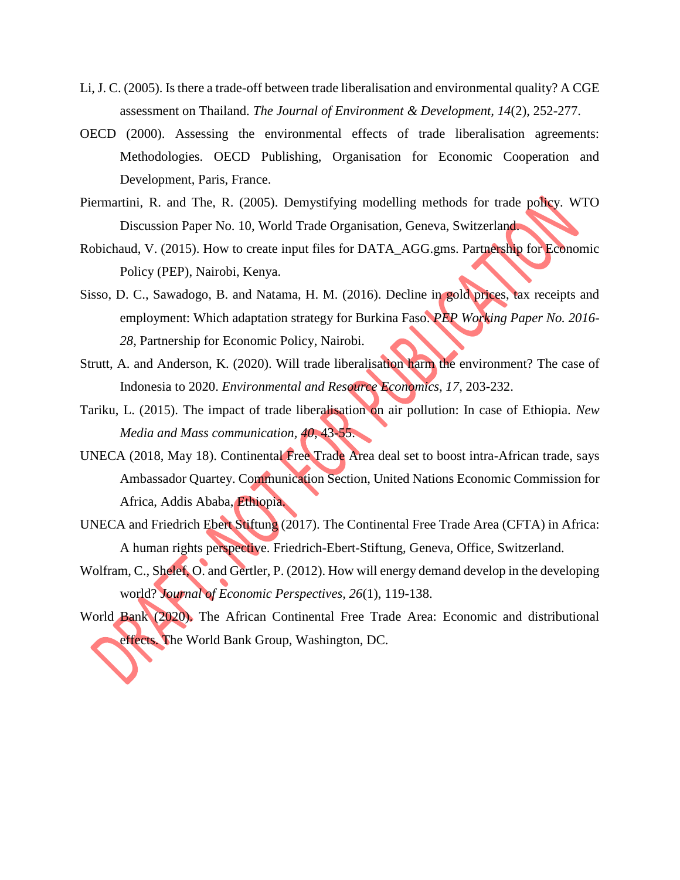Li, J. C. (2005). Is there a trade-off between trade liberalisation and environmental quality? A CGE assessment on Thailand. *The Journal of Environment & Development, 14*(2), 252-277.

OECD (2000). Assessing the environmental effects of trade liberalisation agreements: Methodologies. OECD Publishing, Organisation for Economic Cooperation and Development, Paris, France.

Piermartini, R. and The, R. (2005). Demystifying modelling methods for trade policy. WTO Discussion Paper No. 10, World Trade Organisation, Geneva, Switzerland.

Robichaud, V. (2015). How to create input files for DATA_AGG.gms. Partnership for Economic Policy (PEP), Nairobi, Kenya.

Sisso, D. C., Sawadogo, B. and Natama, H. M. (2016). Decline in gold prices, tax receipts and employment: Which adaptation strategy for Burkina Faso. *PEP Working Paper No. 2016-28*, Partnership for Economic Policy, Nairobi.

Strutt, A. and Anderson, K. (2020). Will trade liberalisation harm the environment? The case of Indonesia to 2020. *Environmental and Resource Economics, 17*, 203-232.

Tariku, L. (2015). The impact of trade liberalisation on air pollution: In case of Ethiopia. *New Media and Mass communication, 40*, 43-55.

UNECA (2018, May 18). Continental Free Trade Area deal set to boost intra-African trade, says Ambassador Quartey. Communication Section, United Nations Economic Commission for Africa, Addis Ababa, Ethiopia.

UNECA and Friedrich Ebert Stiftung (2017). The Continental Free Trade Area (CFTA) in Africa: A human rights perspective. Friedrich-Ebert-Stiftung, Geneva, Office, Switzerland.

Wolfram, C., Shelef, O. and Gertler, P. (2012). How will energy demand develop in the developing world? *Journal of Economic Perspectives, 26*(1), 119-138.

World Bank (2020). The African Continental Free Trade Area: Economic and distributional effects. The World Bank Group, Washington, DC.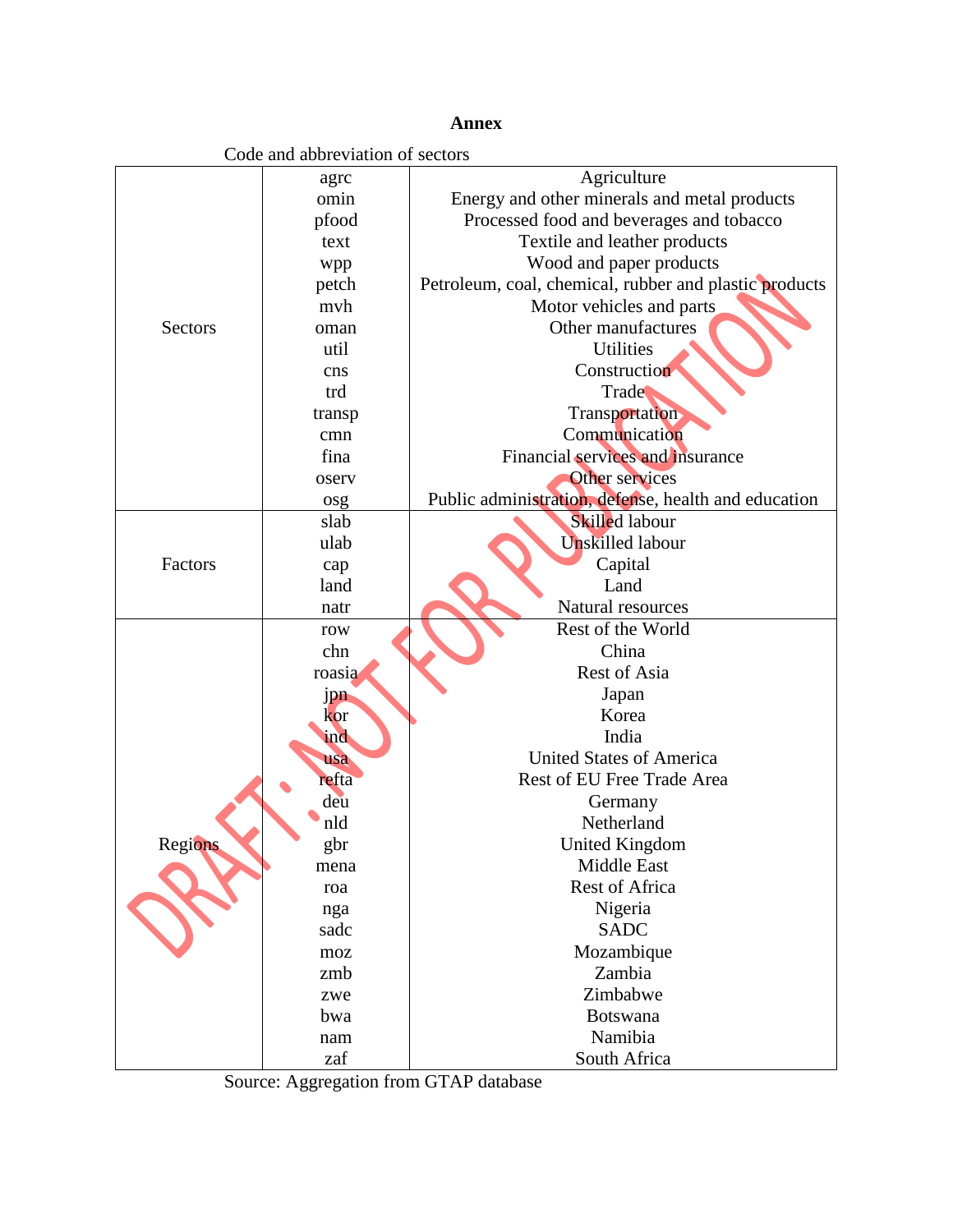**Annex**

Code and abbreviation of sectors

| | | |
|---|---|---|
| Sectors | agrc | Agriculture |
| | omin | Energy and other minerals and metal products |
| | pfood | Processed food and beverages and tobacco |
| | text | Textile and leather products |
| | wpp | Wood and paper products |
| | petch | Petroleum, coal, chemical, rubber and plastic products |
| | mvh | Motor vehicles and parts |
| | oman | Other manufactures |
| | util | Utilities |
| | cns | Construction |
| | trd | Trade |
| | transp | Transportation |
| | cmn | Communication |
| | fina | Financial services and insurance |
| | oserv | Other services |
| | osg | Public administration, defense, health and education |
| Factors | slab | Skilled labour |
| | ulab | Unskilled labour |
| | cap | Capital |
| | land | Land |
| | natr | Natural resources |
| Regions | row | Rest of the World |
| | chn | China |
| | roasia | Rest of Asia |
| | jpn | Japan |
| | kor | Korea |
| | ind | India |
| | usa | United States of America |
| | refta | Rest of EU Free Trade Area |
| | deu | Germany |
| | nld | Netherland |
| | gbr | United Kingdom |
| | mena | Middle East |
| | roa | Rest of Africa |
| | nga | Nigeria |
| | sadc | SADC |
| | moz | Mozambique |
| | zmb | Zambia |
| | zwe | Zimbabwe |
| | bwa | Botswana |
| | nam | Namibia |
| | zaf | South Africa |

Source: Aggregation from GTAP database

DRAFT: NOT FOR PUBLICATION